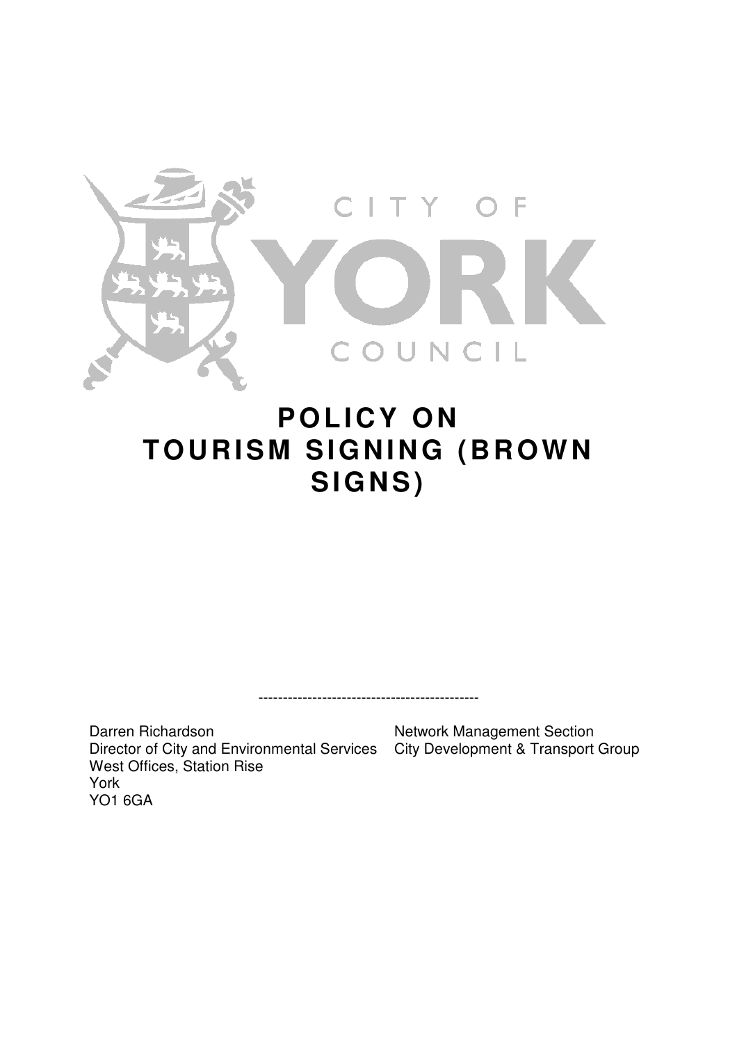CITY OF YORK COUNCIL

# POLICY ON TOURISM SIGNING (BROWN SIGNS)

---

Darren Richardson
Director of City and Environmental Services
West Offices, Station Rise
York
YO1 6GA

Network Management Section
City Development & Transport Group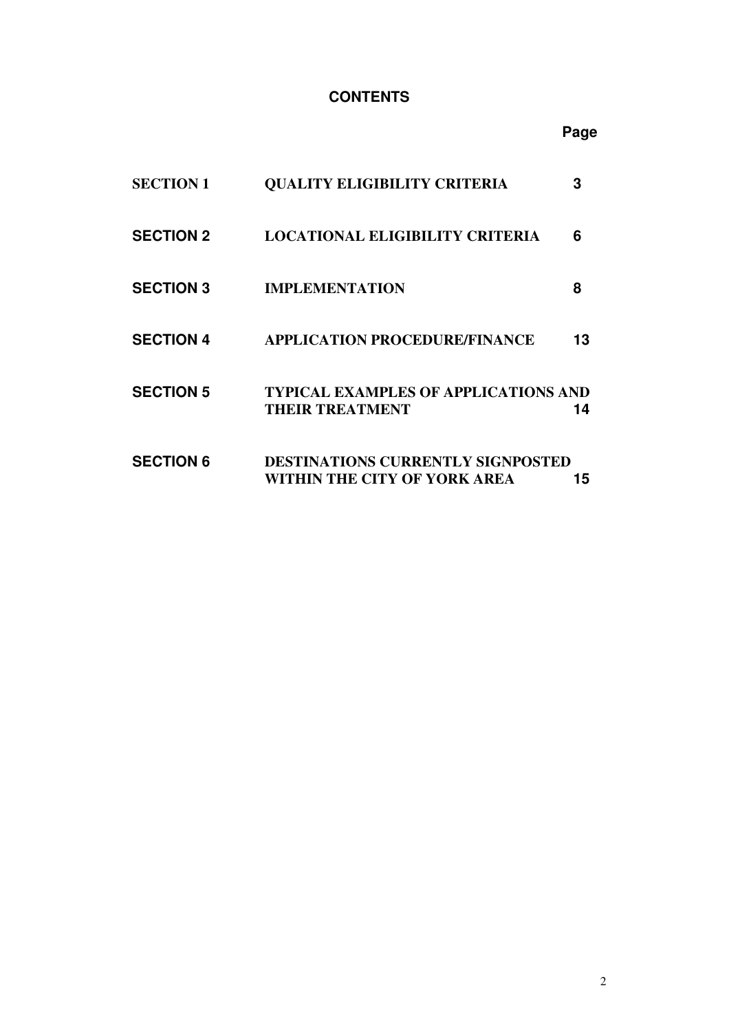## CONTENTS

| | | Page |
|---|---|---|
| **SECTION 1** | **QUALITY ELIGIBILITY CRITERIA** | **3** |
| **SECTION 2** | **LOCATIONAL ELIGIBILITY CRITERIA** | **6** |
| **SECTION 3** | **IMPLEMENTATION** | **8** |
| **SECTION 4** | **APPLICATION PROCEDURE/FINANCE** | **13** |
| **SECTION 5** | **TYPICAL EXAMPLES OF APPLICATIONS AND THEIR TREATMENT** | **14** |
| **SECTION 6** | **DESTINATIONS CURRENTLY SIGNPOSTED WITHIN THE CITY OF YORK AREA** | **15** |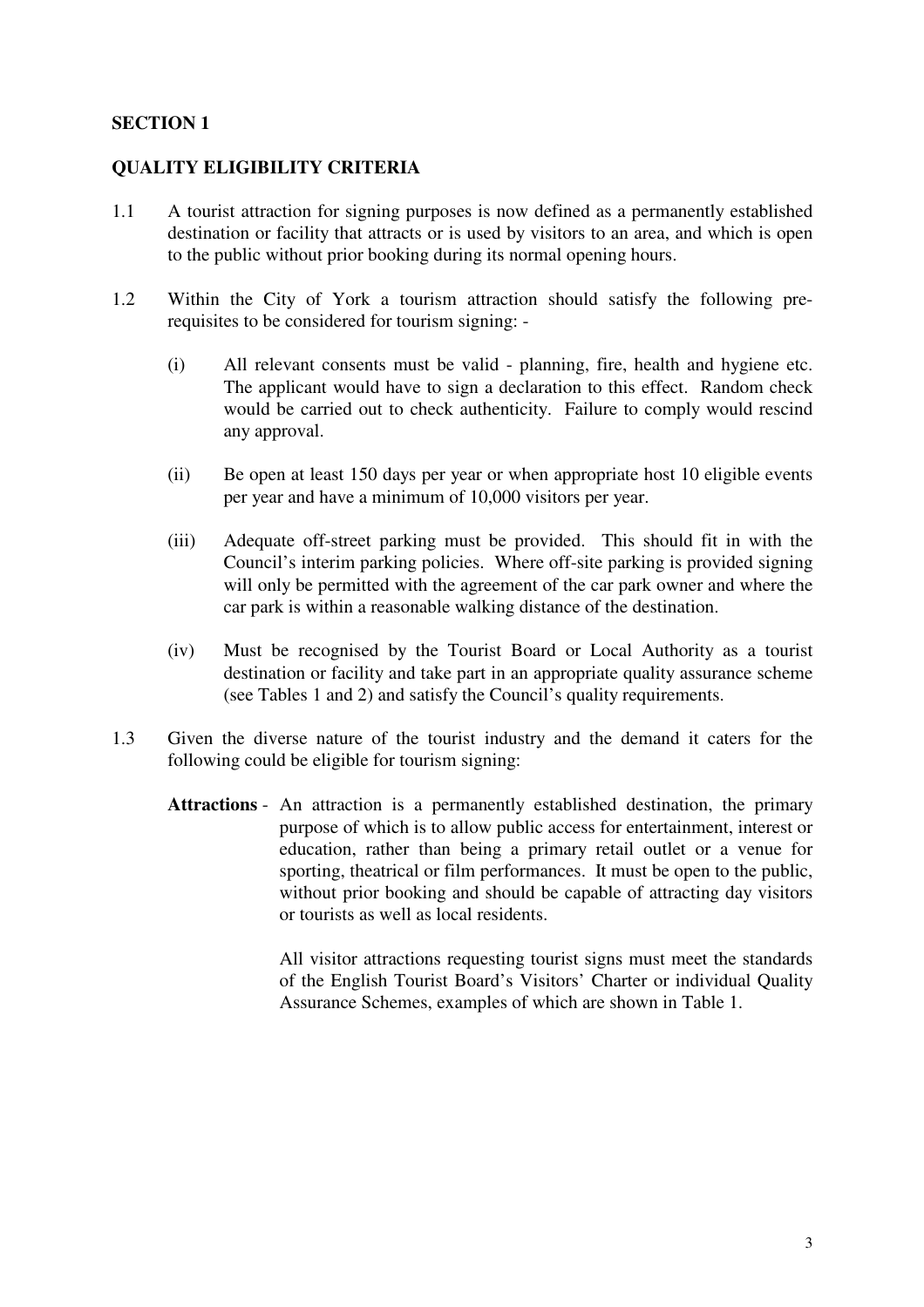**SECTION 1**

**QUALITY ELIGIBILITY CRITERIA**

1.1 A tourist attraction for signing purposes is now defined as a permanently established destination or facility that attracts or is used by visitors to an area, and which is open to the public without prior booking during its normal opening hours.

1.2 Within the City of York a tourism attraction should satisfy the following pre-requisites to be considered for tourism signing: -

(i) All relevant consents must be valid - planning, fire, health and hygiene etc. The applicant would have to sign a declaration to this effect. Random check would be carried out to check authenticity. Failure to comply would rescind any approval.

(ii) Be open at least 150 days per year or when appropriate host 10 eligible events per year and have a minimum of 10,000 visitors per year.

(iii) Adequate off-street parking must be provided. This should fit in with the Council's interim parking policies. Where off-site parking is provided signing will only be permitted with the agreement of the car park owner and where the car park is within a reasonable walking distance of the destination.

(iv) Must be recognised by the Tourist Board or Local Authority as a tourist destination or facility and take part in an appropriate quality assurance scheme (see Tables 1 and 2) and satisfy the Council's quality requirements.

1.3 Given the diverse nature of the tourist industry and the demand it caters for the following could be eligible for tourism signing:

**Attractions** - An attraction is a permanently established destination, the primary purpose of which is to allow public access for entertainment, interest or education, rather than being a primary retail outlet or a venue for sporting, theatrical or film performances. It must be open to the public, without prior booking and should be capable of attracting day visitors or tourists as well as local residents.

All visitor attractions requesting tourist signs must meet the standards of the English Tourist Board's Visitors' Charter or individual Quality Assurance Schemes, examples of which are shown in Table 1.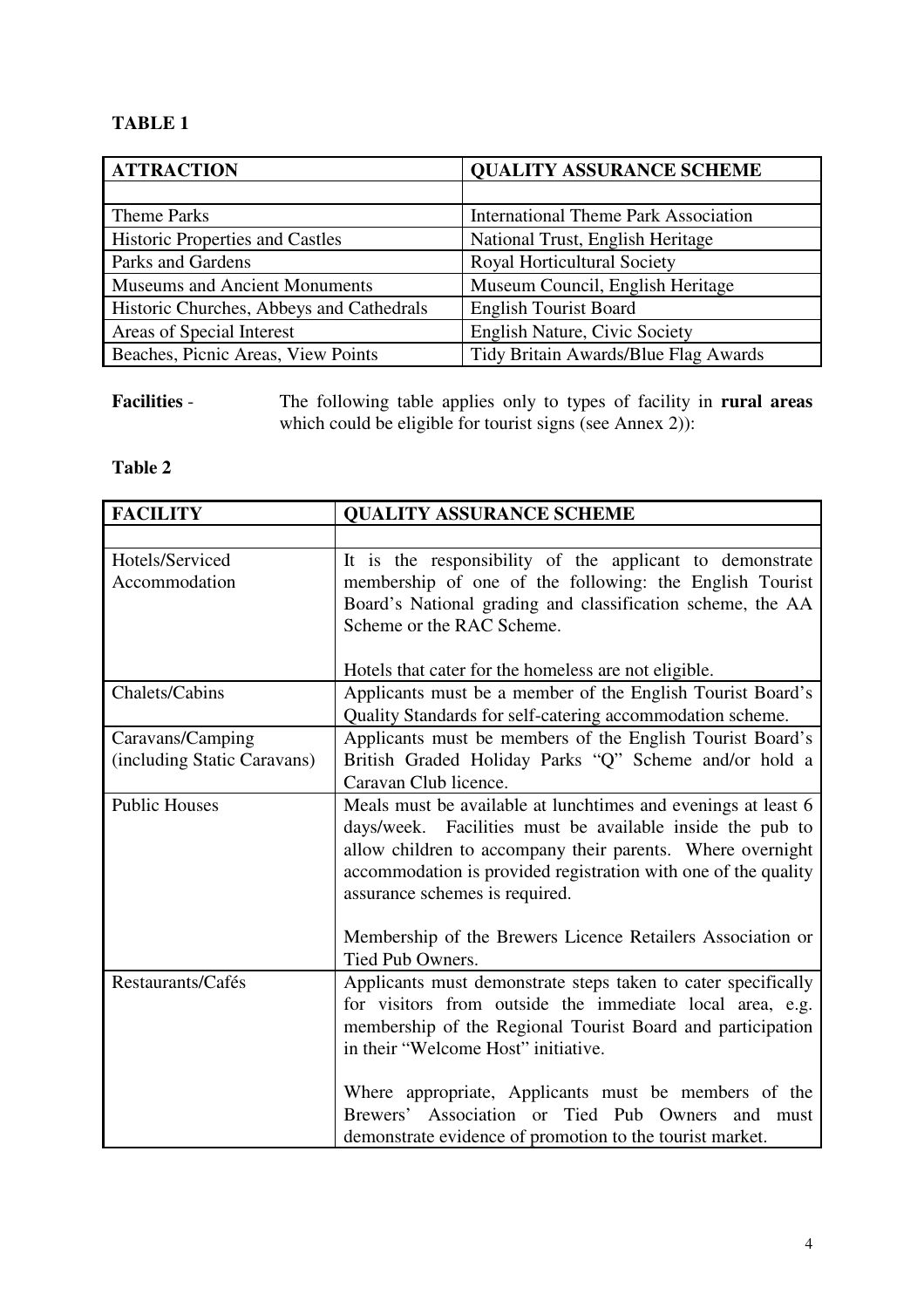**TABLE 1**

| ATTRACTION | QUALITY ASSURANCE SCHEME |
|---|---|
| | |
| Theme Parks | International Theme Park Association |
| Historic Properties and Castles | National Trust, English Heritage |
| Parks and Gardens | Royal Horticultural Society |
| Museums and Ancient Monuments | Museum Council, English Heritage |
| Historic Churches, Abbeys and Cathedrals | English Tourist Board |
| Areas of Special Interest | English Nature, Civic Society |
| Beaches, Picnic Areas, View Points | Tidy Britain Awards/Blue Flag Awards |

**Facilities** - The following table applies only to types of facility in **rural areas** which could be eligible for tourist signs (see Annex 2)):

**Table 2**

| FACILITY | QUALITY ASSURANCE SCHEME |
|---|---|
| | |
| Hotels/Serviced Accommodation | It is the responsibility of the applicant to demonstrate membership of one of the following: the English Tourist Board's National grading and classification scheme, the AA Scheme or the RAC Scheme.<br><br>Hotels that cater for the homeless are not eligible. |
| Chalets/Cabins | Applicants must be a member of the English Tourist Board's Quality Standards for self-catering accommodation scheme. |
| Caravans/Camping (including Static Caravans) | Applicants must be members of the English Tourist Board's British Graded Holiday Parks "Q" Scheme and/or hold a Caravan Club licence. |
| Public Houses | Meals must be available at lunchtimes and evenings at least 6 days/week. Facilities must be available inside the pub to allow children to accompany their parents. Where overnight accommodation is provided registration with one of the quality assurance schemes is required.<br><br>Membership of the Brewers Licence Retailers Association or Tied Pub Owners. |
| Restaurants/Cafés | Applicants must demonstrate steps taken to cater specifically for visitors from outside the immediate local area, e.g. membership of the Regional Tourist Board and participation in their "Welcome Host" initiative.<br><br>Where appropriate, Applicants must be members of the Brewers' Association or Tied Pub Owners and must demonstrate evidence of promotion to the tourist market. |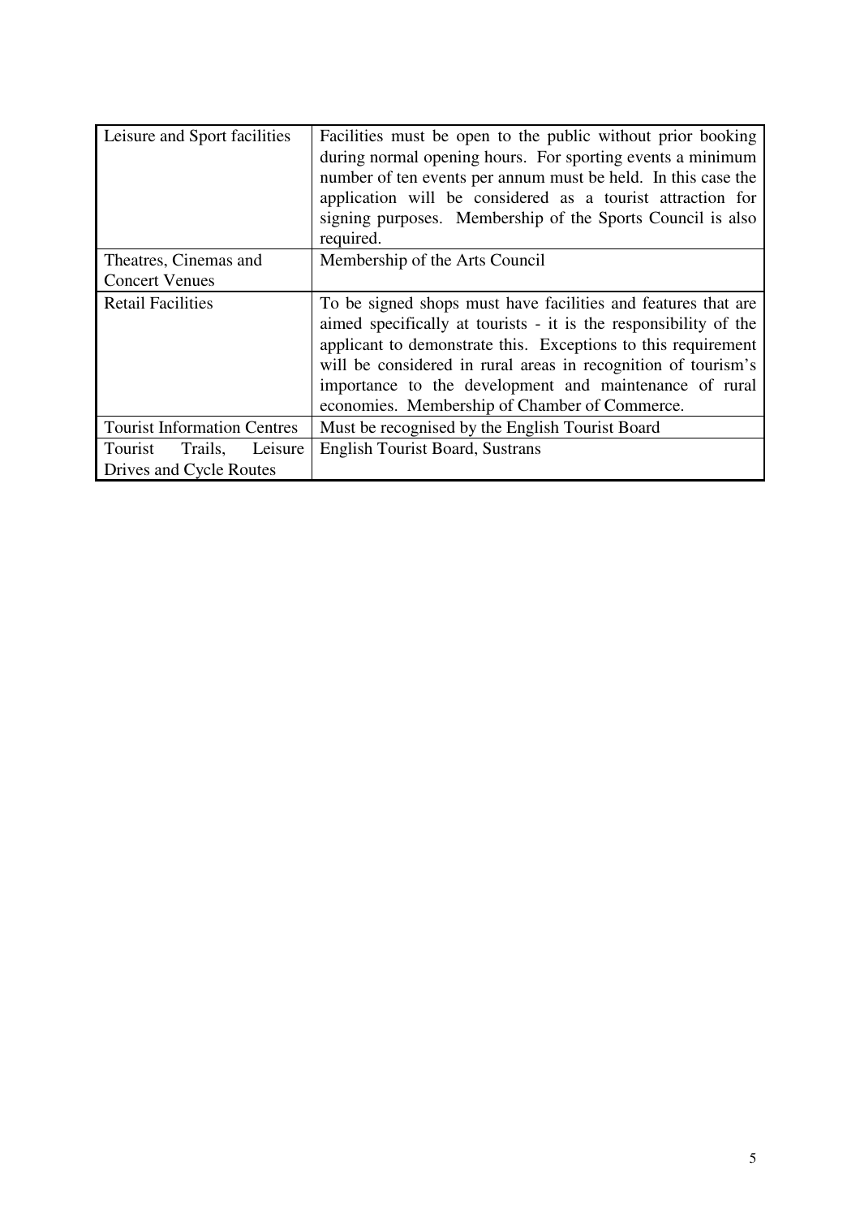| Leisure and Sport facilities | Facilities must be open to the public without prior booking during normal opening hours. For sporting events a minimum number of ten events per annum must be held. In this case the application will be considered as a tourist attraction for signing purposes. Membership of the Sports Council is also required. |
|---|---|
| Theatres, Cinemas and Concert Venues | Membership of the Arts Council |
| Retail Facilities | To be signed shops must have facilities and features that are aimed specifically at tourists - it is the responsibility of the applicant to demonstrate this. Exceptions to this requirement will be considered in rural areas in recognition of tourism's importance to the development and maintenance of rural economies. Membership of Chamber of Commerce. |
| Tourist Information Centres | Must be recognised by the English Tourist Board |
| Tourist Trails, Leisure Drives and Cycle Routes | English Tourist Board, Sustrans |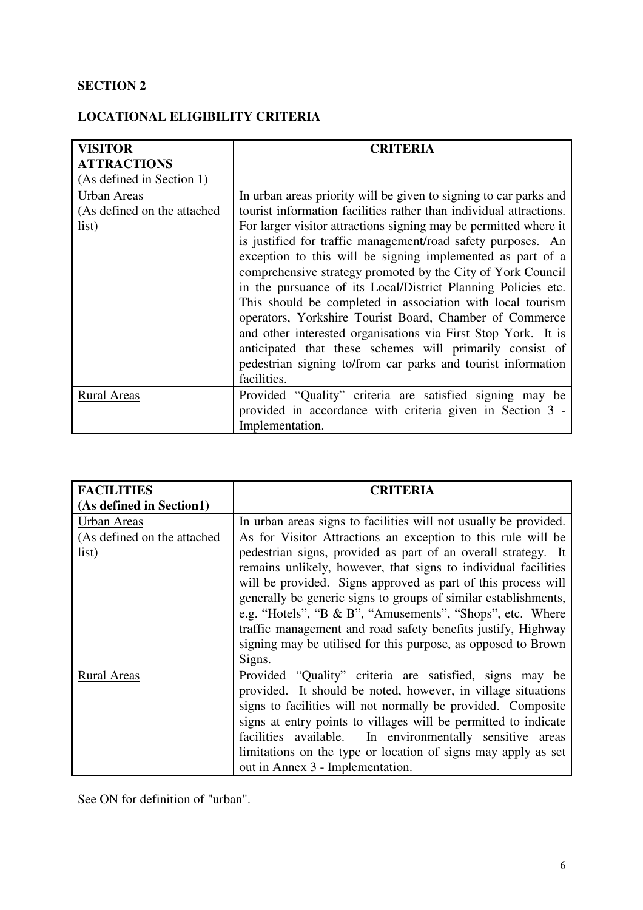## SECTION 2

## LOCATIONAL ELIGIBILITY CRITERIA

| **VISITOR ATTRACTIONS** (As defined in Section 1) | **CRITERIA** |
|---|---|
| Urban Areas (As defined on the attached list) | In urban areas priority will be given to signing to car parks and tourist information facilities rather than individual attractions. For larger visitor attractions signing may be permitted where it is justified for traffic management/road safety purposes. An exception to this will be signing implemented as part of a comprehensive strategy promoted by the City of York Council in the pursuance of its Local/District Planning Policies etc. This should be completed in association with local tourism operators, Yorkshire Tourist Board, Chamber of Commerce and other interested organisations via First Stop York. It is anticipated that these schemes will primarily consist of pedestrian signing to/from car parks and tourist information facilities. |
| Rural Areas | Provided "Quality" criteria are satisfied signing may be provided in accordance with criteria given in Section 3 - Implementation. |

| **FACILITIES (As defined in Section1)** | **CRITERIA** |
|---|---|
| Urban Areas (As defined on the attached list) | In urban areas signs to facilities will not usually be provided. As for Visitor Attractions an exception to this rule will be pedestrian signs, provided as part of an overall strategy. It remains unlikely, however, that signs to individual facilities will be provided. Signs approved as part of this process will generally be generic signs to groups of similar establishments, e.g. "Hotels", "B & B", "Amusements", "Shops", etc. Where traffic management and road safety benefits justify, Highway signing may be utilised for this purpose, as opposed to Brown Signs. |
| Rural Areas | Provided "Quality" criteria are satisfied, signs may be provided. It should be noted, however, in village situations signs to facilities will not normally be provided. Composite signs at entry points to villages will be permitted to indicate facilities available. In environmentally sensitive areas limitations on the type or location of signs may apply as set out in Annex 3 - Implementation. |

See ON for definition of "urban".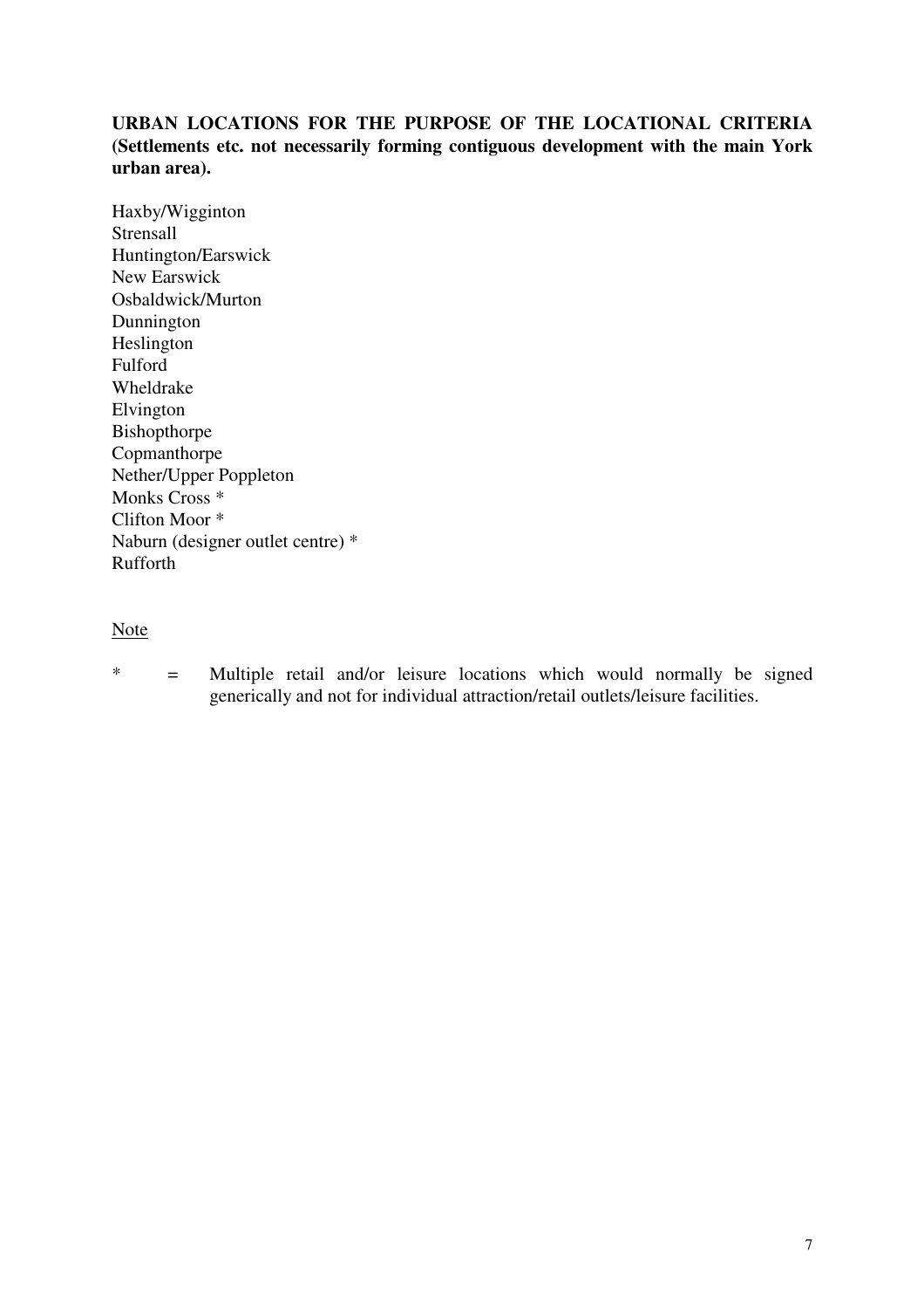**URBAN LOCATIONS FOR THE PURPOSE OF THE LOCATIONAL CRITERIA (Settlements etc. not necessarily forming contiguous development with the main York urban area).**

Haxby/Wigginton
Strensall
Huntington/Earswick
New Earswick
Osbaldwick/Murton
Dunnington
Heslington
Fulford
Wheldrake
Elvington
Bishopthorpe
Copmanthorpe
Nether/Upper Poppleton
Monks Cross *
Clifton Moor *
Naburn (designer outlet centre) *
Rufforth

<u>Note</u>

* = Multiple retail and/or leisure locations which would normally be signed generically and not for individual attraction/retail outlets/leisure facilities.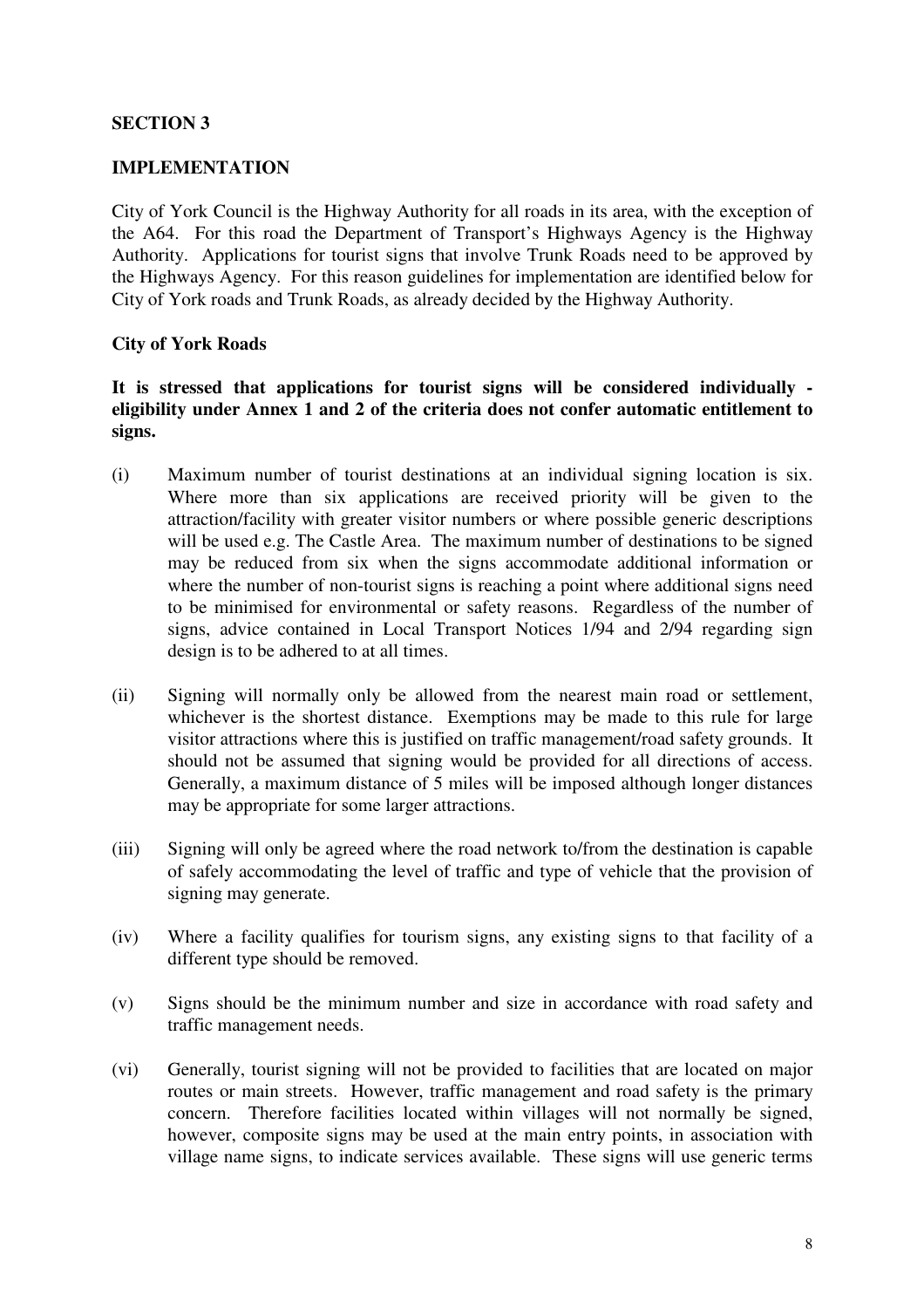## SECTION 3

## IMPLEMENTATION

City of York Council is the Highway Authority for all roads in its area, with the exception of the A64. For this road the Department of Transport's Highways Agency is the Highway Authority. Applications for tourist signs that involve Trunk Roads need to be approved by the Highways Agency. For this reason guidelines for implementation are identified below for City of York roads and Trunk Roads, as already decided by the Highway Authority.

### City of York Roads

**It is stressed that applications for tourist signs will be considered individually - eligibility under Annex 1 and 2 of the criteria does not confer automatic entitlement to signs.**

(i) Maximum number of tourist destinations at an individual signing location is six. Where more than six applications are received priority will be given to the attraction/facility with greater visitor numbers or where possible generic descriptions will be used e.g. The Castle Area. The maximum number of destinations to be signed may be reduced from six when the signs accommodate additional information or where the number of non-tourist signs is reaching a point where additional signs need to be minimised for environmental or safety reasons. Regardless of the number of signs, advice contained in Local Transport Notices 1/94 and 2/94 regarding sign design is to be adhered to at all times.

(ii) Signing will normally only be allowed from the nearest main road or settlement, whichever is the shortest distance. Exemptions may be made to this rule for large visitor attractions where this is justified on traffic management/road safety grounds. It should not be assumed that signing would be provided for all directions of access. Generally, a maximum distance of 5 miles will be imposed although longer distances may be appropriate for some larger attractions.

(iii) Signing will only be agreed where the road network to/from the destination is capable of safely accommodating the level of traffic and type of vehicle that the provision of signing may generate.

(iv) Where a facility qualifies for tourism signs, any existing signs to that facility of a different type should be removed.

(v) Signs should be the minimum number and size in accordance with road safety and traffic management needs.

(vi) Generally, tourist signing will not be provided to facilities that are located on major routes or main streets. However, traffic management and road safety is the primary concern. Therefore facilities located within villages will not normally be signed, however, composite signs may be used at the main entry points, in association with village name signs, to indicate services available. These signs will use generic terms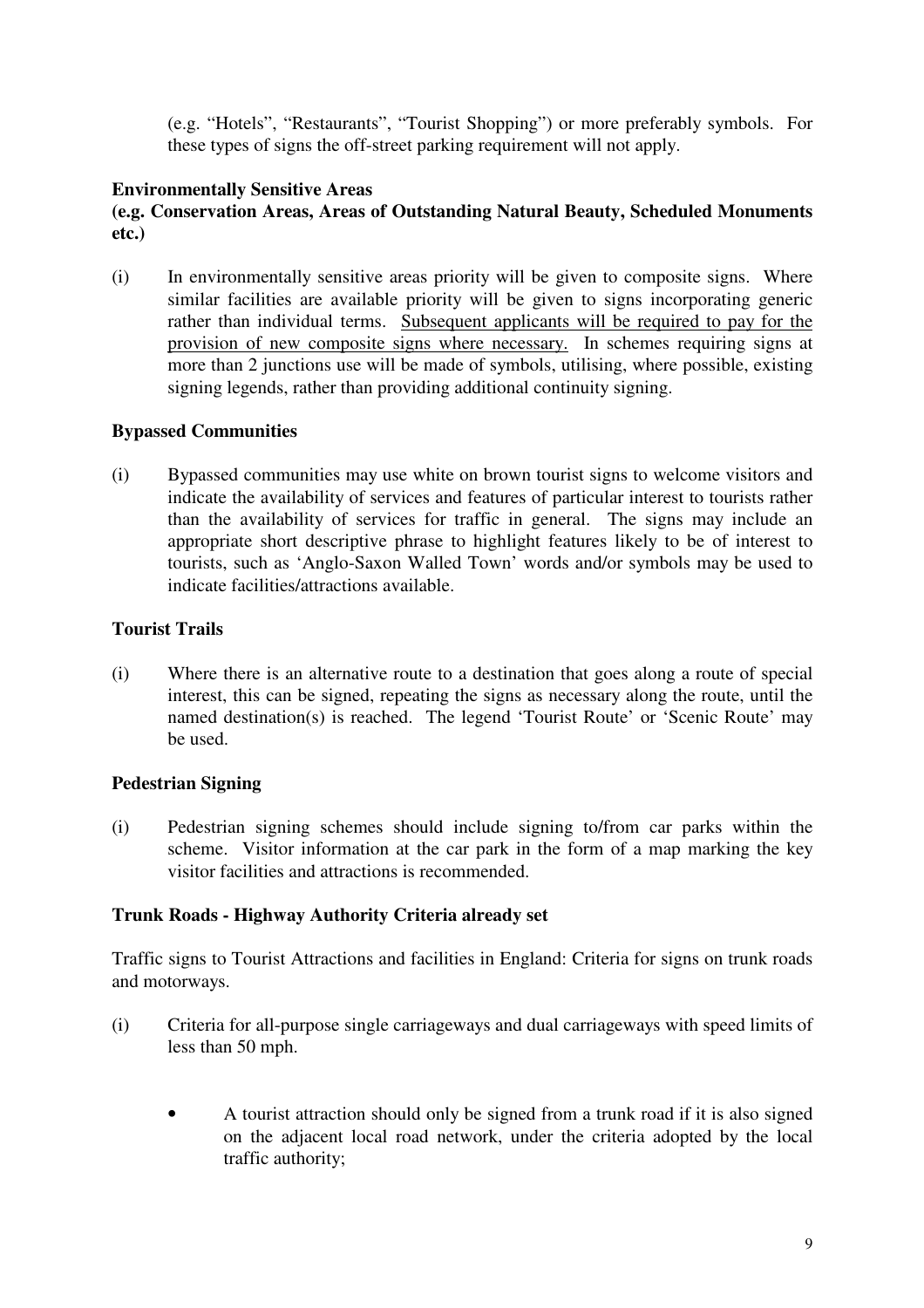(e.g. "Hotels", "Restaurants", "Tourist Shopping") or more preferably symbols. For these types of signs the off-street parking requirement will not apply.

**Environmentally Sensitive Areas**
**(e.g. Conservation Areas, Areas of Outstanding Natural Beauty, Scheduled Monuments etc.)**

(i) In environmentally sensitive areas priority will be given to composite signs. Where similar facilities are available priority will be given to signs incorporating generic rather than individual terms. <u>Subsequent applicants will be required to pay for the provision of new composite signs where necessary.</u> In schemes requiring signs at more than 2 junctions use will be made of symbols, utilising, where possible, existing signing legends, rather than providing additional continuity signing.

**Bypassed Communities**

(i) Bypassed communities may use white on brown tourist signs to welcome visitors and indicate the availability of services and features of particular interest to tourists rather than the availability of services for traffic in general. The signs may include an appropriate short descriptive phrase to highlight features likely to be of interest to tourists, such as 'Anglo-Saxon Walled Town' words and/or symbols may be used to indicate facilities/attractions available.

**Tourist Trails**

(i) Where there is an alternative route to a destination that goes along a route of special interest, this can be signed, repeating the signs as necessary along the route, until the named destination(s) is reached. The legend 'Tourist Route' or 'Scenic Route' may be used.

**Pedestrian Signing**

(i) Pedestrian signing schemes should include signing to/from car parks within the scheme. Visitor information at the car park in the form of a map marking the key visitor facilities and attractions is recommended.

**Trunk Roads - Highway Authority Criteria already set**

Traffic signs to Tourist Attractions and facilities in England: Criteria for signs on trunk roads and motorways.

(i) Criteria for all-purpose single carriageways and dual carriageways with speed limits of less than 50 mph.

- A tourist attraction should only be signed from a trunk road if it is also signed on the adjacent local road network, under the criteria adopted by the local traffic authority;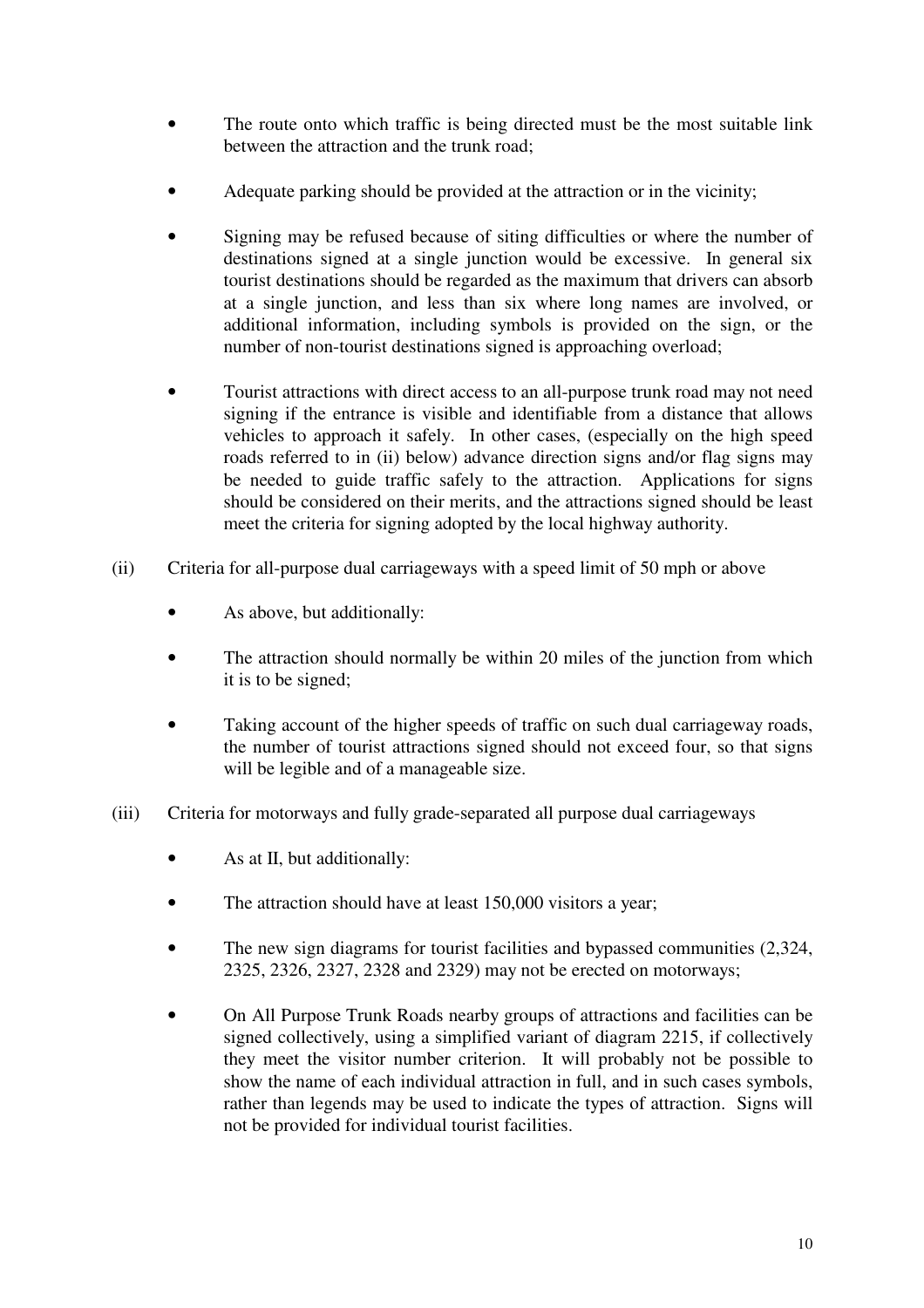- The route onto which traffic is being directed must be the most suitable link between the attraction and the trunk road;

- Adequate parking should be provided at the attraction or in the vicinity;

- Signing may be refused because of siting difficulties or where the number of destinations signed at a single junction would be excessive. In general six tourist destinations should be regarded as the maximum that drivers can absorb at a single junction, and less than six where long names are involved, or additional information, including symbols is provided on the sign, or the number of non-tourist destinations signed is approaching overload;

- Tourist attractions with direct access to an all-purpose trunk road may not need signing if the entrance is visible and identifiable from a distance that allows vehicles to approach it safely. In other cases, (especially on the high speed roads referred to in (ii) below) advance direction signs and/or flag signs may be needed to guide traffic safely to the attraction. Applications for signs should be considered on their merits, and the attractions signed should be least meet the criteria for signing adopted by the local highway authority.

(ii) Criteria for all-purpose dual carriageways with a speed limit of 50 mph or above

- As above, but additionally:

- The attraction should normally be within 20 miles of the junction from which it is to be signed;

- Taking account of the higher speeds of traffic on such dual carriageway roads, the number of tourist attractions signed should not exceed four, so that signs will be legible and of a manageable size.

(iii) Criteria for motorways and fully grade-separated all purpose dual carriageways

- As at II, but additionally:

- The attraction should have at least 150,000 visitors a year;

- The new sign diagrams for tourist facilities and bypassed communities (2,324, 2325, 2326, 2327, 2328 and 2329) may not be erected on motorways;

- On All Purpose Trunk Roads nearby groups of attractions and facilities can be signed collectively, using a simplified variant of diagram 2215, if collectively they meet the visitor number criterion. It will probably not be possible to show the name of each individual attraction in full, and in such cases symbols, rather than legends may be used to indicate the types of attraction. Signs will not be provided for individual tourist facilities.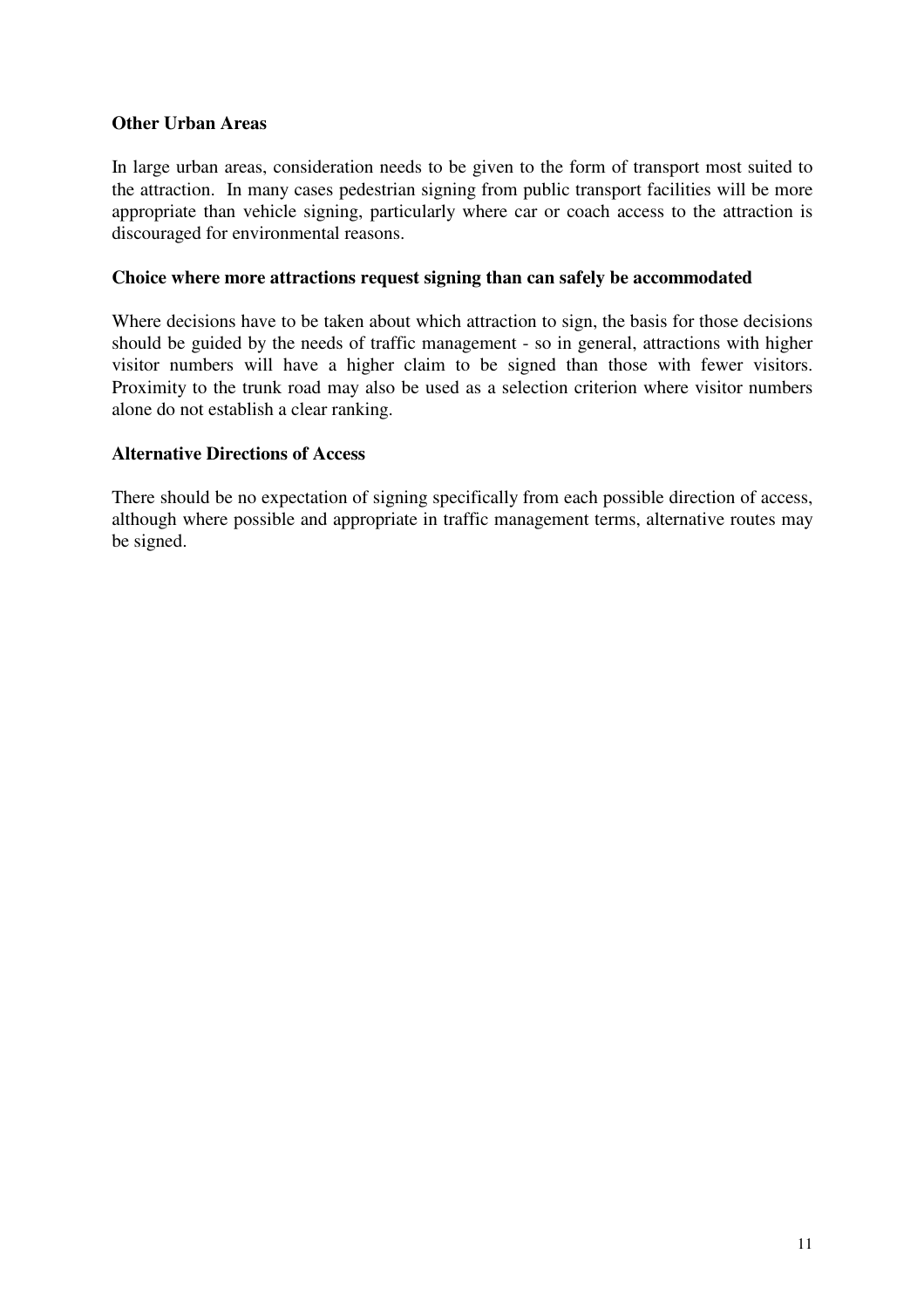**Other Urban Areas**

In large urban areas, consideration needs to be given to the form of transport most suited to the attraction. In many cases pedestrian signing from public transport facilities will be more appropriate than vehicle signing, particularly where car or coach access to the attraction is discouraged for environmental reasons.

**Choice where more attractions request signing than can safely be accommodated**

Where decisions have to be taken about which attraction to sign, the basis for those decisions should be guided by the needs of traffic management - so in general, attractions with higher visitor numbers will have a higher claim to be signed than those with fewer visitors. Proximity to the trunk road may also be used as a selection criterion where visitor numbers alone do not establish a clear ranking.

**Alternative Directions of Access**

There should be no expectation of signing specifically from each possible direction of access, although where possible and appropriate in traffic management terms, alternative routes may be signed.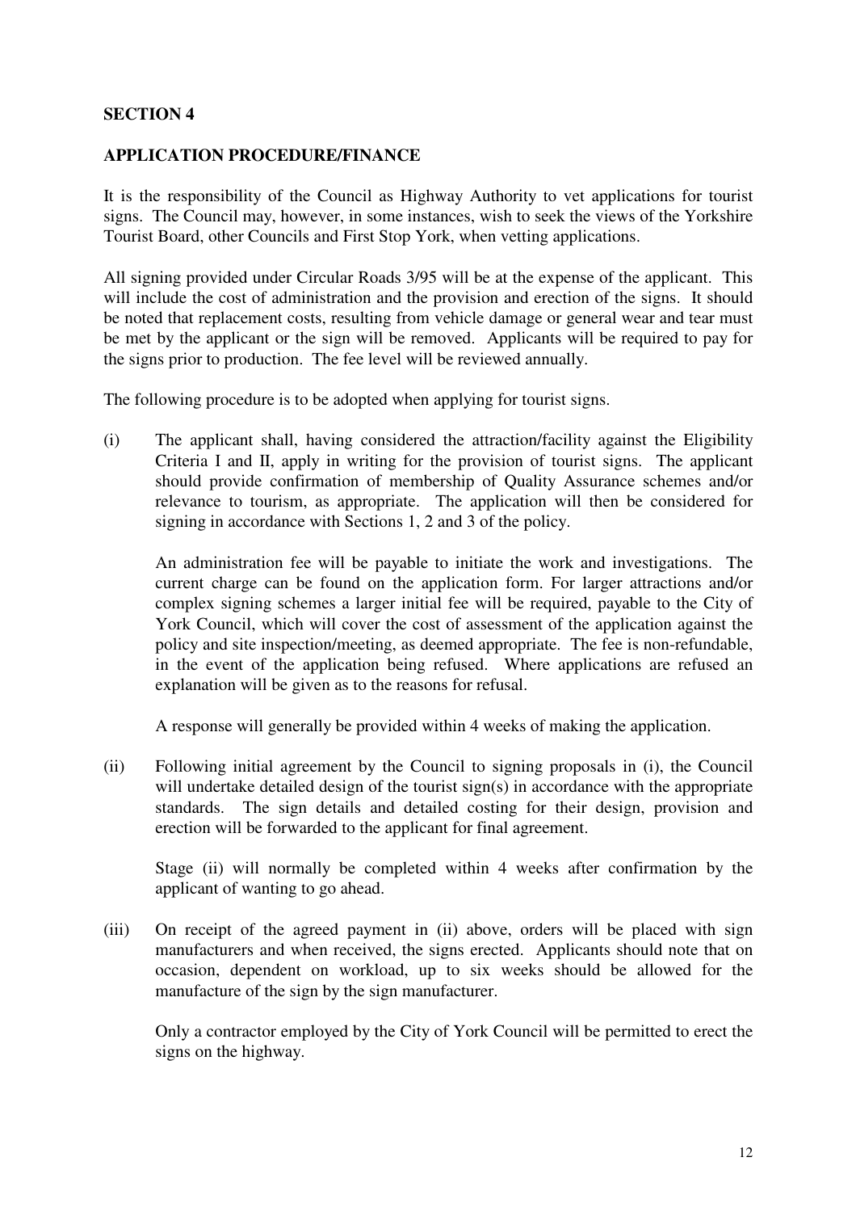## SECTION 4

### APPLICATION PROCEDURE/FINANCE

It is the responsibility of the Council as Highway Authority to vet applications for tourist signs. The Council may, however, in some instances, wish to seek the views of the Yorkshire Tourist Board, other Councils and First Stop York, when vetting applications.

All signing provided under Circular Roads 3/95 will be at the expense of the applicant. This will include the cost of administration and the provision and erection of the signs. It should be noted that replacement costs, resulting from vehicle damage or general wear and tear must be met by the applicant or the sign will be removed. Applicants will be required to pay for the signs prior to production. The fee level will be reviewed annually.

The following procedure is to be adopted when applying for tourist signs.

(i) The applicant shall, having considered the attraction/facility against the Eligibility Criteria I and II, apply in writing for the provision of tourist signs. The applicant should provide confirmation of membership of Quality Assurance schemes and/or relevance to tourism, as appropriate. The application will then be considered for signing in accordance with Sections 1, 2 and 3 of the policy.

    An administration fee will be payable to initiate the work and investigations. The current charge can be found on the application form. For larger attractions and/or complex signing schemes a larger initial fee will be required, payable to the City of York Council, which will cover the cost of assessment of the application against the policy and site inspection/meeting, as deemed appropriate. The fee is non-refundable, in the event of the application being refused. Where applications are refused an explanation will be given as to the reasons for refusal.

    A response will generally be provided within 4 weeks of making the application.

(ii) Following initial agreement by the Council to signing proposals in (i), the Council will undertake detailed design of the tourist sign(s) in accordance with the appropriate standards. The sign details and detailed costing for their design, provision and erection will be forwarded to the applicant for final agreement.

    Stage (ii) will normally be completed within 4 weeks after confirmation by the applicant of wanting to go ahead.

(iii) On receipt of the agreed payment in (ii) above, orders will be placed with sign manufacturers and when received, the signs erected. Applicants should note that on occasion, dependent on workload, up to six weeks should be allowed for the manufacture of the sign by the sign manufacturer.

    Only a contractor employed by the City of York Council will be permitted to erect the signs on the highway.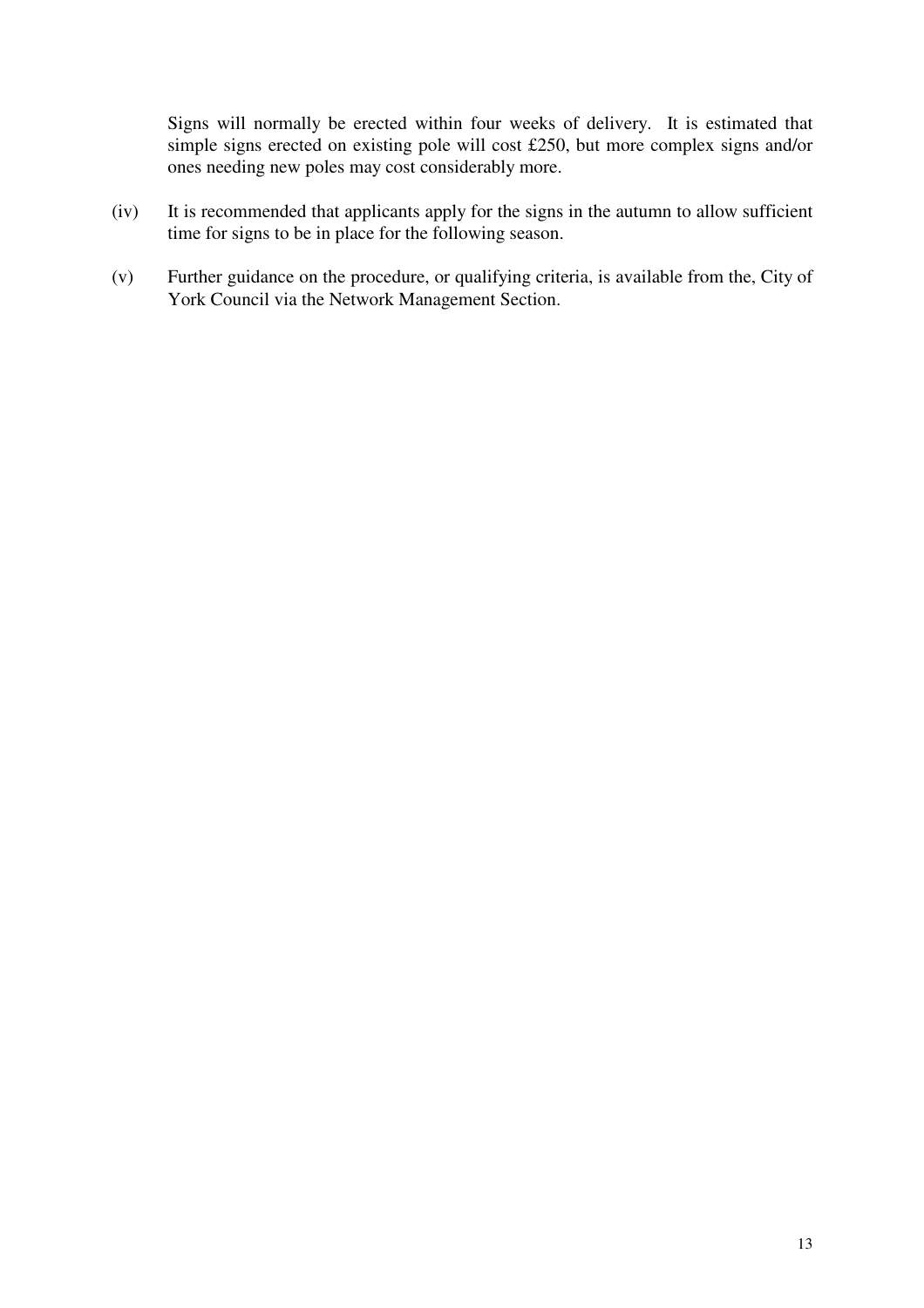Signs will normally be erected within four weeks of delivery. It is estimated that simple signs erected on existing pole will cost £250, but more complex signs and/or ones needing new poles may cost considerably more.

(iv) It is recommended that applicants apply for the signs in the autumn to allow sufficient time for signs to be in place for the following season.

(v) Further guidance on the procedure, or qualifying criteria, is available from the, City of York Council via the Network Management Section.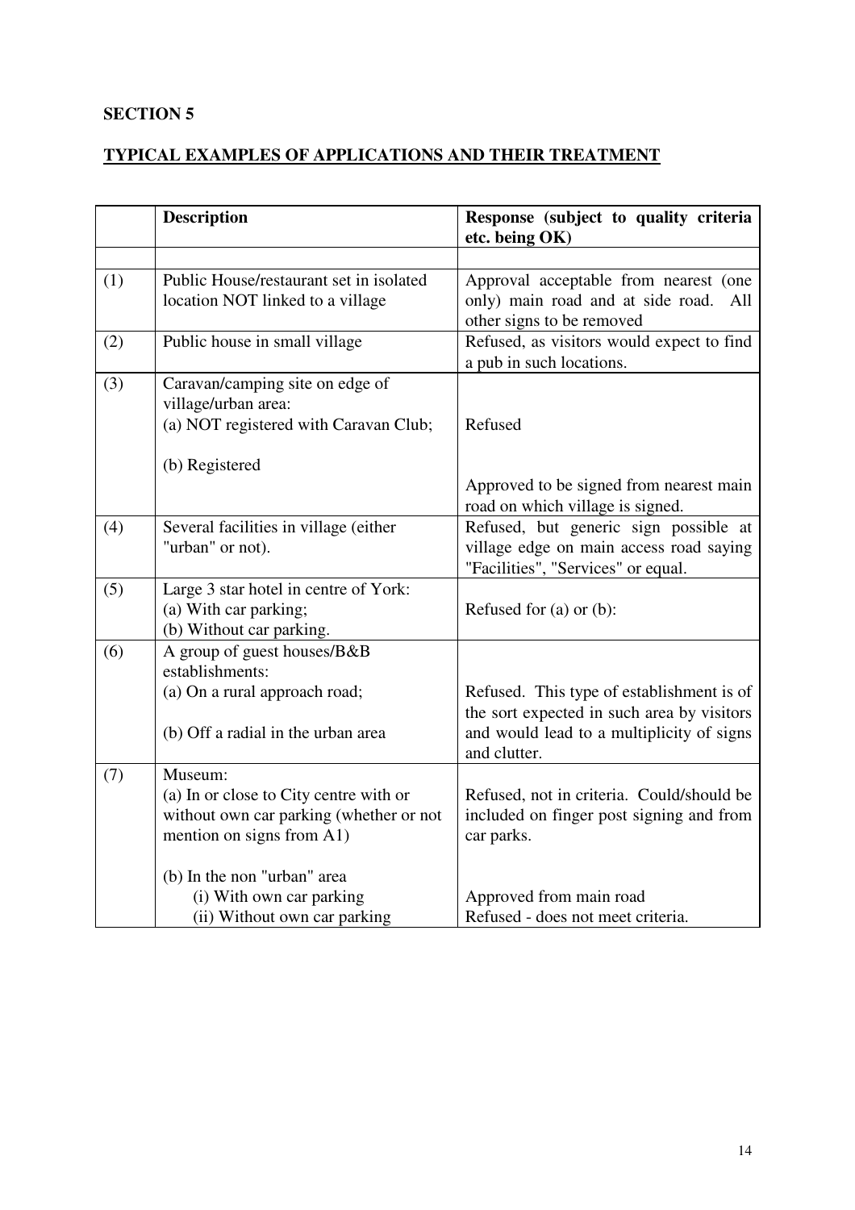## SECTION 5

## TYPICAL EXAMPLES OF APPLICATIONS AND THEIR TREATMENT

| | Description | Response (subject to quality criteria etc. being OK) |
|---|---|---|
| | | |
| (1) | Public House/restaurant set in isolated location NOT linked to a village | Approval acceptable from nearest (one only) main road and at side road. All other signs to be removed |
| (2) | Public house in small village | Refused, as visitors would expect to find a pub in such locations. |
| (3) | Caravan/camping site on edge of village/urban area:<br>(a) NOT registered with Caravan Club;<br><br>(b) Registered | <br><br>Refused<br><br><br>Approved to be signed from nearest main road on which village is signed. |
| (4) | Several facilities in village (either "urban" or not). | Refused, but generic sign possible at village edge on main access road saying "Facilities", "Services" or equal. |
| (5) | Large 3 star hotel in centre of York:<br>(a) With car parking;<br>(b) Without car parking. | <br>Refused for (a) or (b): |
| (6) | A group of guest houses/B&B establishments:<br>(a) On a rural approach road;<br><br>(b) Off a radial in the urban area | <br><br>Refused. This type of establishment is of the sort expected in such area by visitors and would lead to a multiplicity of signs and clutter. |
| (7) | Museum:<br>(a) In or close to City centre with or without own car parking (whether or not mention on signs from A1)<br><br>(b) In the non "urban" area<br>(i) With own car parking<br>(ii) Without own car parking | <br>Refused, not in criteria. Could/should be included on finger post signing and from car parks.<br><br><br><br>Approved from main road<br>Refused - does not meet criteria. |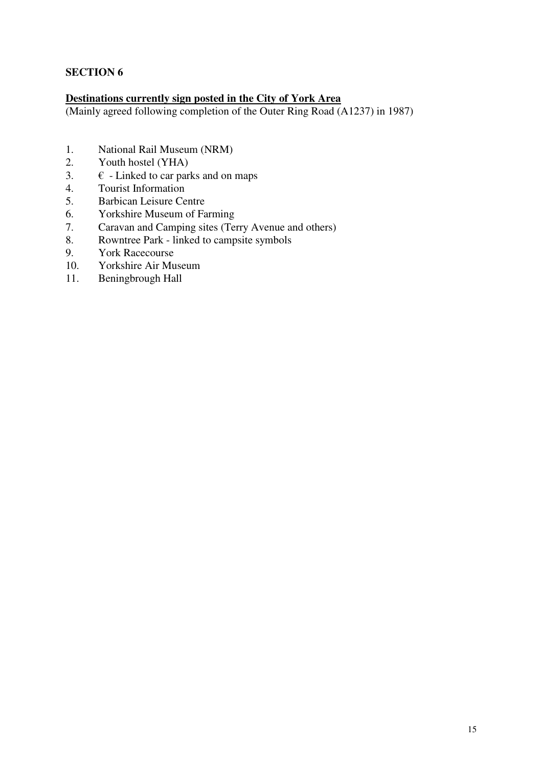## SECTION 6

**Destinations currently sign posted in the City of York Area**

(Mainly agreed following completion of the Outer Ring Road (A1237) in 1987)

1. National Rail Museum (NRM)
2. Youth hostel (YHA)
3. € - Linked to car parks and on maps
4. Tourist Information
5. Barbican Leisure Centre
6. Yorkshire Museum of Farming
7. Caravan and Camping sites (Terry Avenue and others)
8. Rowntree Park - linked to campsite symbols
9. York Racecourse
10. Yorkshire Air Museum
11. Beningbrough Hall